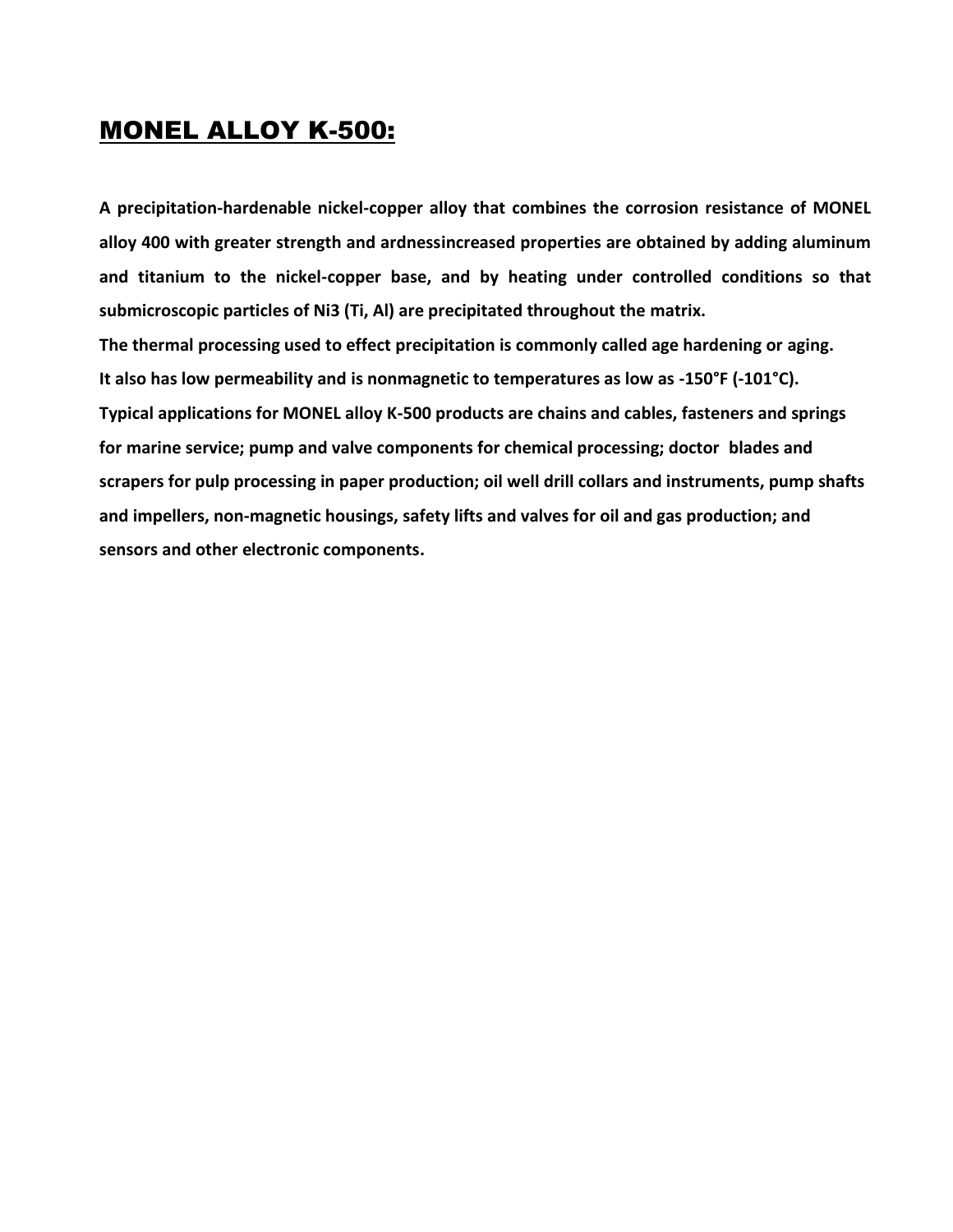# MONEL ALLOY K-500:

**A precipitation-hardenable nickel-copper alloy that combines the corrosion resistance of MONEL alloy 400 with greater strength and ardnessincreased properties are obtained by adding aluminum and titanium to the nickel-copper base, and by heating under controlled conditions so that submicroscopic particles of $Ni_3$ (Ti, Al) are precipitated throughout the matrix.**
**The thermal processing used to effect precipitation is commonly called age hardening or aging.**
**It also has low permeability and is nonmagnetic to temperatures as low as -150°F (-101°C).**
**Typical applications for MONEL alloy K-500 products are chains and cables, fasteners and springs for marine service; pump and valve components for chemical processing; doctor blades and scrapers for pulp processing in paper production; oil well drill collars and instruments, pump shafts and impellers, non-magnetic housings, safety lifts and valves for oil and gas production; and sensors and other electronic components.**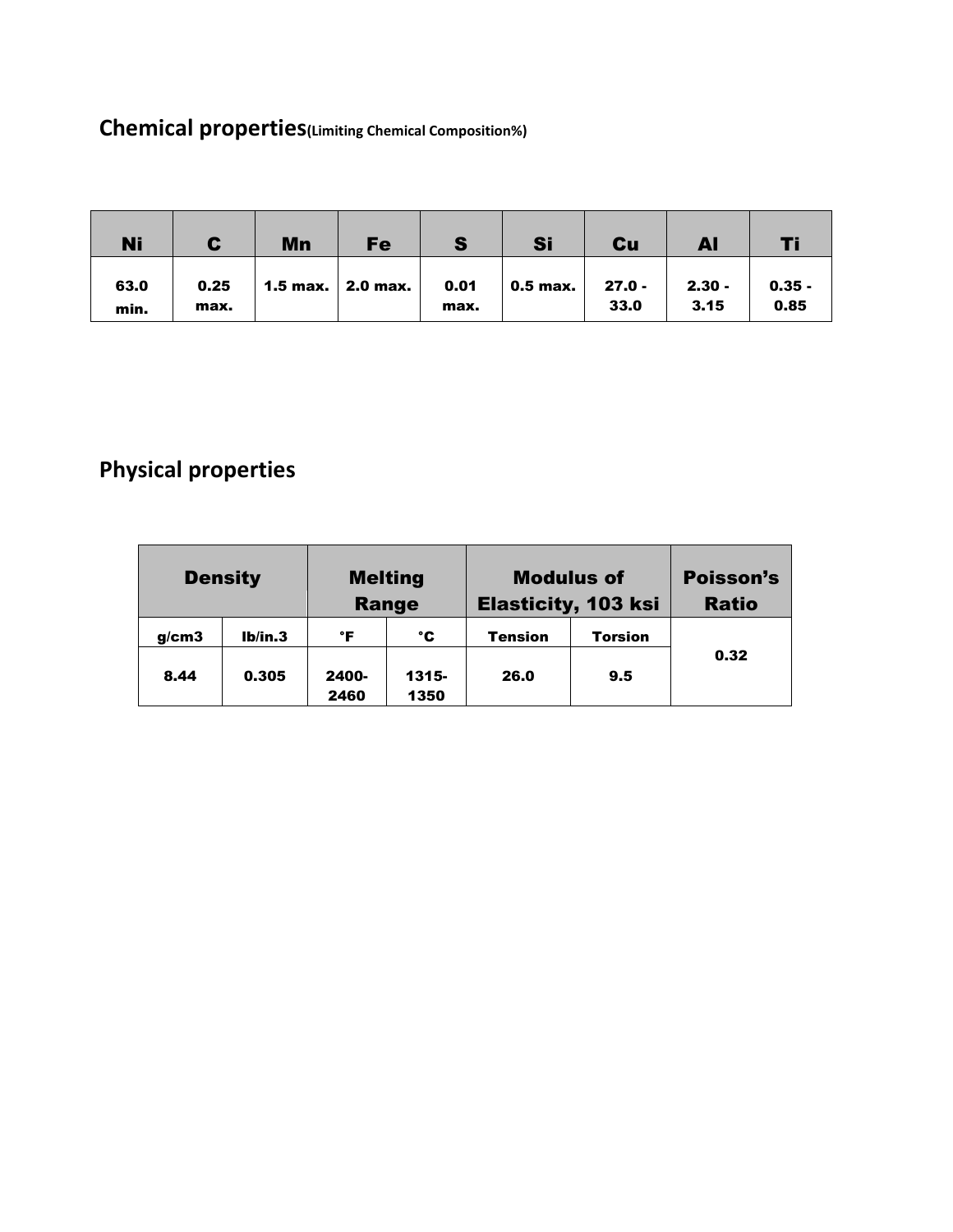## Chemical properties(Limiting Chemical Composition%)

| Ni | C | Mn | Fe | S | Si | Cu | Al | Ti |
|---|---|---|---|---|---|---|---|---|
| 63.0 min. | 0.25 max. | 1.5 max. | 2.0 max. | 0.01 max. | 0.5 max. | 27.0 - 33.0 | 2.30 - 3.15 | 0.35 - 0.85 |

## Physical properties

| Density | | Melting Range | | Modulus of Elasticity, 103 ksi | | Poisson's Ratio |
|---|---|---|---|---|---|---|
| g/cm3 | lb/in.3 | °F | °C | Tension | Torsion | |
| 8.44 | 0.305 | 2400-2460 | 1315-1350 | 26.0 | 9.5 | 0.32 |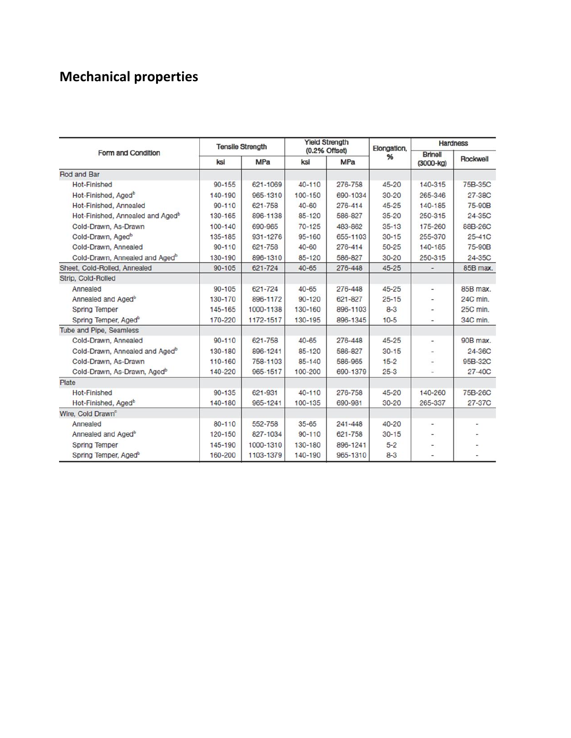## Mechanical properties

| Form and Condition | Tensile Strength | | Yield Strength (0.2% Offset) | | Elongation, % | Hardness | |
|---|---|---|---|---|---|---|---|
| | ksi | MPa | ksi | MPa | | Brinell (3000-kg) | Rockwell |
| Rod and Bar | | | | | | | |
| Hot-Finished | 90-155 | 621-1069 | 40-110 | 276-758 | 45-20 | 140-315 | 75B-35C |
| Hot-Finished, Aged[b] | 140-190 | 965-1310 | 100-150 | 690-1034 | 30-20 | 265-346 | 27-38C |
| Hot-Finished, Annealed | 90-110 | 621-758 | 40-60 | 276-414 | 45-25 | 140-185 | 75-90B |
| Hot-Finished, Annealed and Aged[b] | 130-165 | 896-1138 | 85-120 | 586-827 | 35-20 | 250-315 | 24-35C |
| Cold-Drawn, As-Drawn | 100-140 | 690-965 | 70-125 | 483-862 | 35-13 | 175-260 | 88B-26C |
| Cold-Drawn, Aged[b] | 135-185 | 931-1276 | 95-160 | 655-1103 | 30-15 | 255-370 | 25-41C |
| Cold-Drawn, Annealed | 90-110 | 621-758 | 40-60 | 276-414 | 50-25 | 140-185 | 75-90B |
| Cold-Drawn, Annealed and Aged[b] | 130-190 | 896-1310 | 85-120 | 586-827 | 30-20 | 250-315 | 24-35C |
| Sheet, Cold-Rolled, Annealed | 90-105 | 621-724 | 40-65 | 276-448 | 45-25 | - | 85B max. |
| Strip, Cold-Rolled | | | | | | | |
| Annealed | 90-105 | 621-724 | 40-65 | 276-448 | 45-25 | - | 85B max. |
| Annealed and Aged[b] | 130-170 | 896-1172 | 90-120 | 621-827 | 25-15 | - | 24C min. |
| Spring Temper | 145-165 | 1000-1138 | 130-160 | 896-1103 | 8-3 | - | 25C min. |
| Spring Temper, Aged[b] | 170-220 | 1172-1517 | 130-195 | 896-1345 | 10-5 | - | 34C min. |
| Tube and Pipe, Seamless | | | | | | | |
| Cold-Drawn, Annealed | 90-110 | 621-758 | 40-65 | 276-448 | 45-25 | - | 90B max. |
| Cold-Drawn, Annealed and Aged[b] | 130-180 | 896-1241 | 85-120 | 586-827 | 30-15 | - | 24-36C |
| Cold-Drawn, As-Drawn | 110-160 | 758-1103 | 85-140 | 586-965 | 15-2 | - | 95B-32C |
| Cold-Drawn, As-Drawn, Aged[b] | 140-220 | 965-1517 | 100-200 | 690-1379 | 25-3 | - | 27-40C |
| Plate | | | | | | | |
| Hot-Finished | 90-135 | 621-931 | 40-110 | 276-758 | 45-20 | 140-260 | 75B-26C |
| Hot-Finished, Aged[b] | 140-180 | 965-1241 | 100-135 | 690-931 | 30-20 | 265-337 | 27-37C |
| Wire, Cold Drawn[c] | | | | | | | |
| Annealed | 80-110 | 552-758 | 35-65 | 241-448 | 40-20 | - | - |
| Annealed and Aged[b] | 120-150 | 827-1034 | 90-110 | 621-758 | 30-15 | - | - |
| Spring Temper | 145-190 | 1000-1310 | 130-180 | 896-1241 | 5-2 | - | - |
| Spring Temper, Aged[b] | 160-200 | 1103-1379 | 140-190 | 965-1310 | 8-3 | - | - |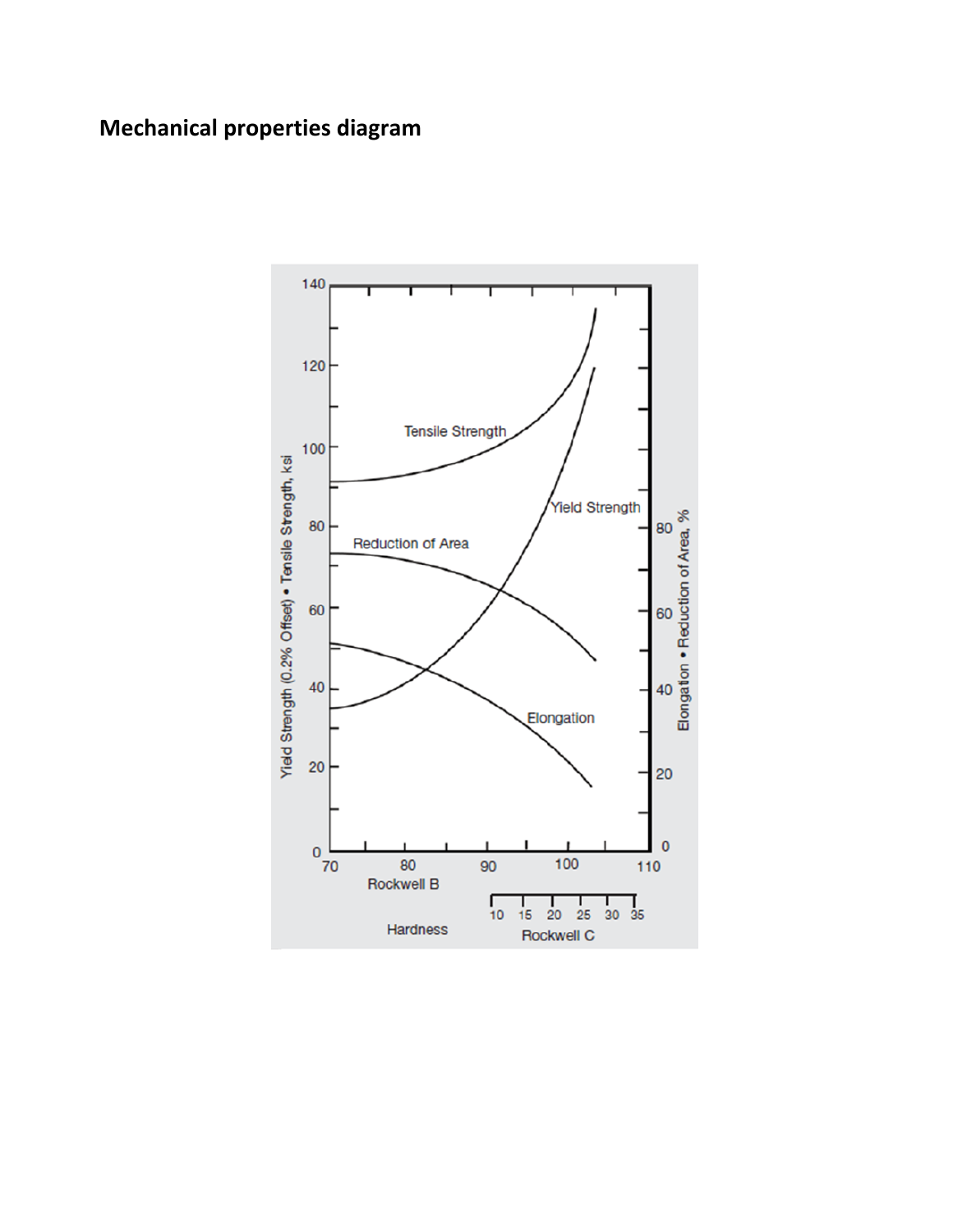# Mechanical properties diagram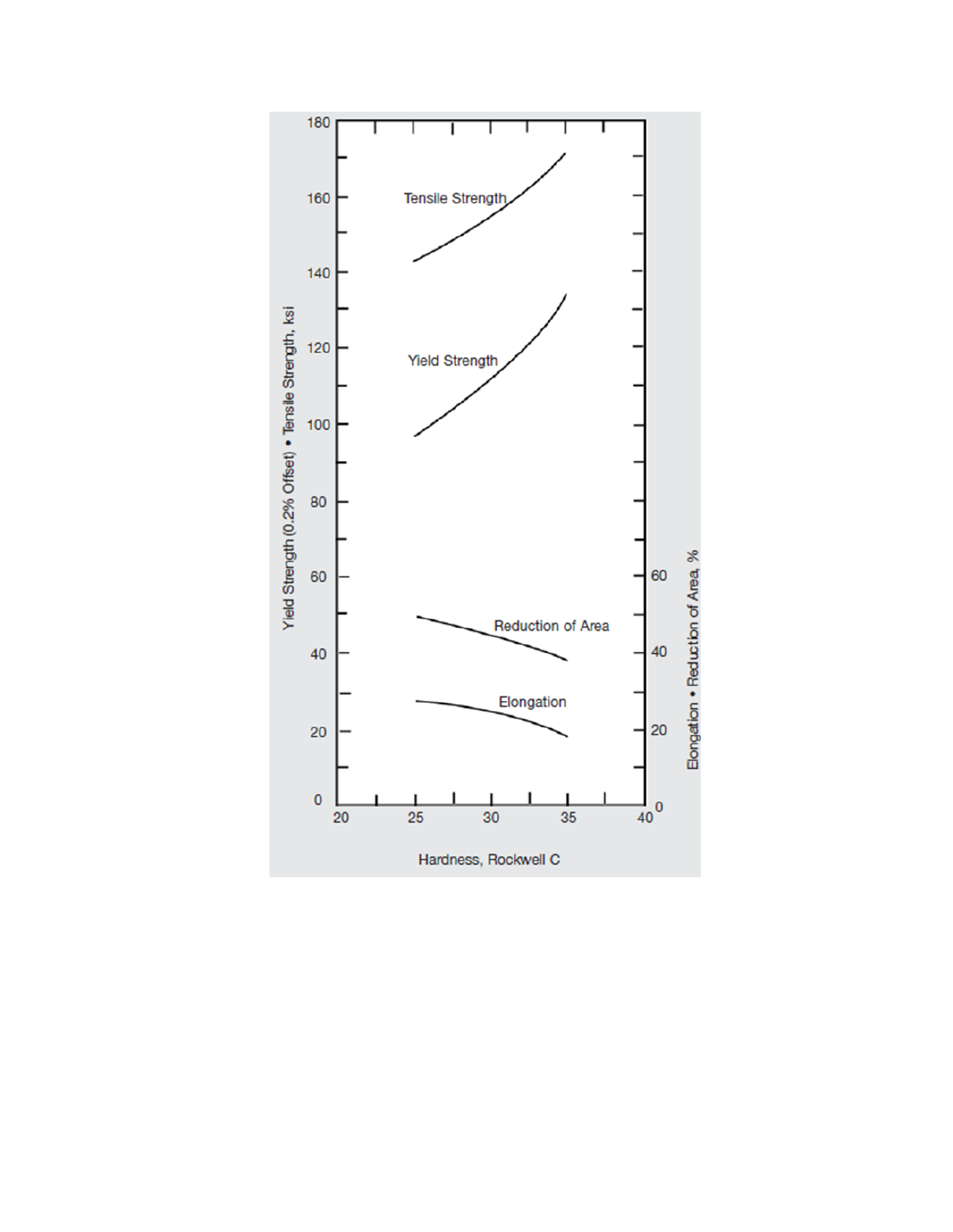Yield Strength (0.2% Offset) • Tensile Strength, ksi

180
160
140
120
100
80
60
40
20
0

Tensile Strength

Yield Strength

Reduction of Area

Elongation

Elongation • Reduction of Area, %

60
40
20
0

20
25
30
35
40

Hardness, Rockwell C